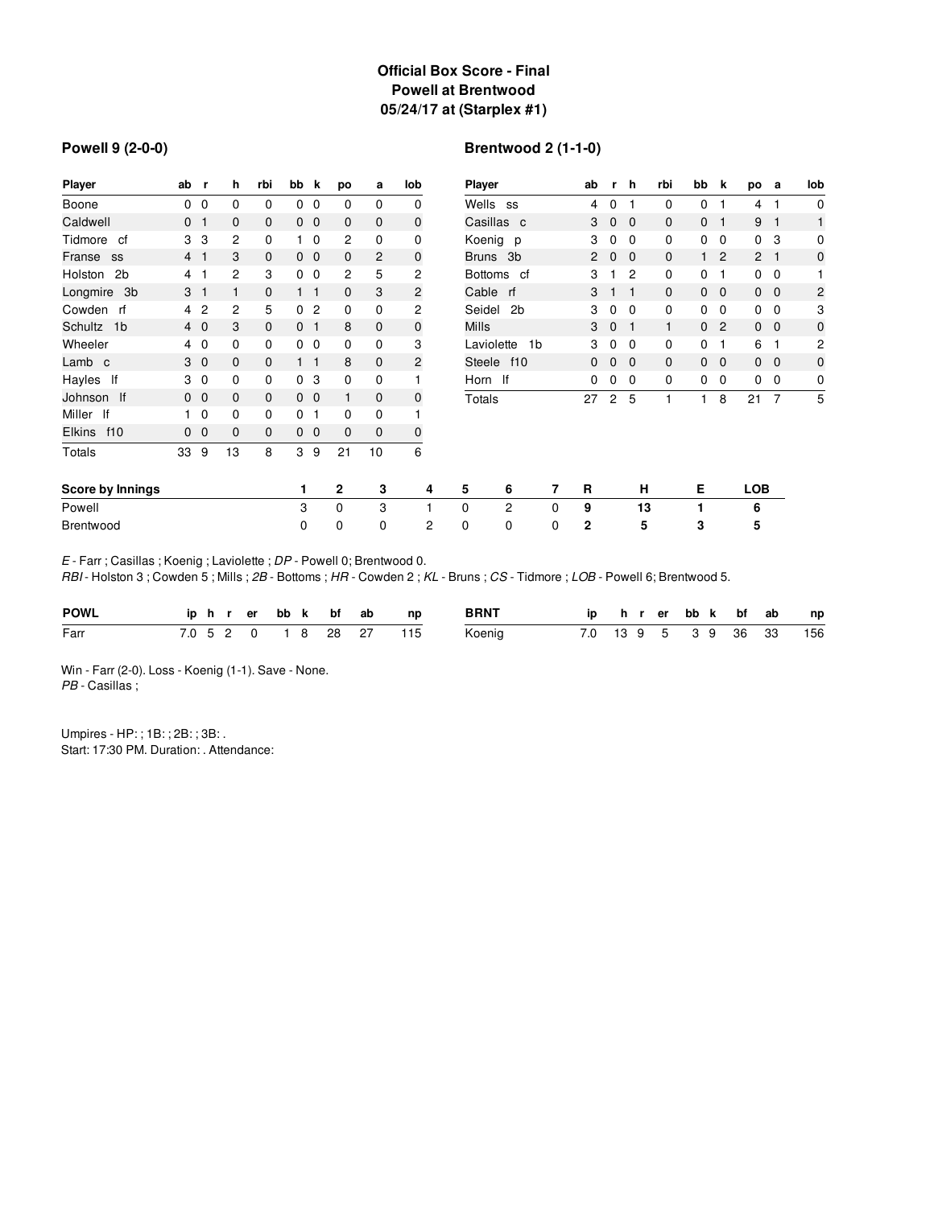# Official Box Score - Final
## Powell at Brentwood
### 05/24/17 at (Starplex #1)

**Powell 9 (2-0-0)**

| Player | ab | r | h | rbi | bb | k | po | a | lob |
|---|---|---|---|---|---|---|---|---|---|
| Boone | 0 | 0 | 0 | 0 | 0 | 0 | 0 | 0 | 0 |
| Caldwell | 0 | 1 | 0 | 0 | 0 | 0 | 0 | 0 | 0 |
| Tidmore cf | 3 | 3 | 2 | 0 | 1 | 0 | 2 | 0 | 0 |
| Franse ss | 4 | 1 | 3 | 0 | 0 | 0 | 0 | 2 | 0 |
| Holston 2b | 4 | 1 | 2 | 3 | 0 | 0 | 2 | 5 | 2 |
| Longmire 3b | 3 | 1 | 1 | 0 | 1 | 1 | 0 | 3 | 2 |
| Cowden rf | 4 | 2 | 2 | 5 | 0 | 2 | 0 | 0 | 2 |
| Schultz 1b | 4 | 0 | 3 | 0 | 0 | 1 | 8 | 0 | 0 |
| Wheeler | 4 | 0 | 0 | 0 | 0 | 0 | 0 | 0 | 3 |
| Lamb c | 3 | 0 | 0 | 0 | 1 | 1 | 8 | 0 | 2 |
| Hayles lf | 3 | 0 | 0 | 0 | 0 | 3 | 0 | 0 | 1 |
| Johnson lf | 0 | 0 | 0 | 0 | 0 | 0 | 1 | 0 | 0 |
| Miller lf | 1 | 0 | 0 | 0 | 0 | 1 | 0 | 0 | 1 |
| Elkins f10 | 0 | 0 | 0 | 0 | 0 | 0 | 0 | 0 | 0 |
| Totals | 33 | 9 | 13 | 8 | 3 | 9 | 21 | 10 | 6 |

**Brentwood 2 (1-1-0)**

| Player | ab | r | h | rbi | bb | k | po | a | lob |
|---|---|---|---|---|---|---|---|---|---|
| Wells ss | 4 | 0 | 1 | 0 | 0 | 1 | 4 | 1 | 0 |
| Casillas c | 3 | 0 | 0 | 0 | 0 | 1 | 9 | 1 | 1 |
| Koenig p | 3 | 0 | 0 | 0 | 0 | 0 | 0 | 3 | 0 |
| Bruns 3b | 2 | 0 | 0 | 0 | 1 | 2 | 2 | 1 | 0 |
| Bottoms cf | 3 | 1 | 2 | 0 | 0 | 1 | 0 | 0 | 1 |
| Cable rf | 3 | 1 | 1 | 0 | 0 | 0 | 0 | 0 | 2 |
| Seidel 2b | 3 | 0 | 0 | 0 | 0 | 0 | 0 | 0 | 3 |
| Mills | 3 | 0 | 1 | 1 | 0 | 2 | 0 | 0 | 0 |
| Laviolette 1b | 3 | 0 | 0 | 0 | 0 | 1 | 6 | 1 | 2 |
| Steele f10 | 0 | 0 | 0 | 0 | 0 | 0 | 0 | 0 | 0 |
| Horn lf | 0 | 0 | 0 | 0 | 0 | 0 | 0 | 0 | 0 |
| Totals | 27 | 2 | 5 | 1 | 1 | 8 | 21 | 7 | 5 |

| Score by Innings | 1 | 2 | 3 | 4 | 5 | 6 | 7 | R | H | E | LOB |
|---|---|---|---|---|---|---|---|---|---|---|---|
| Powell | 3 | 0 | 3 | 1 | 0 | 2 | 0 | **9** | **13** | **1** | **6** |
| Brentwood | 0 | 0 | 0 | 2 | 0 | 0 | 0 | **2** | **5** | **3** | **5** |

*E* - Farr ; Casillas ; Koenig ; Laviolette ; *DP* - Powell 0; Brentwood 0.
*RBI* - Holston 3 ; Cowden 5 ; Mills ; *2B* - Bottoms ; *HR* - Cowden 2 ; *KL* - Bruns ; *CS* - Tidmore ; *LOB* - Powell 6; Brentwood 5.

| POWL | ip | h | r | er | bb | k | bf | ab | np |
|---|---|---|---|---|---|---|---|---|---|
| Farr | 7.0 | 5 | 2 | 0 | 1 | 8 | 28 | 27 | 115 |

| BRNT | ip | h | r | er | bb | k | bf | ab | np |
|---|---|---|---|---|---|---|---|---|---|
| Koenig | 7.0 | 13 | 9 | 5 | 3 | 9 | 36 | 33 | 156 |

Win - Farr (2-0). Loss - Koenig (1-1). Save - None.
*PB* - Casillas ;

Umpires - HP: ; 1B: ; 2B: ; 3B: .
Start: 17:30 PM. Duration: . Attendance: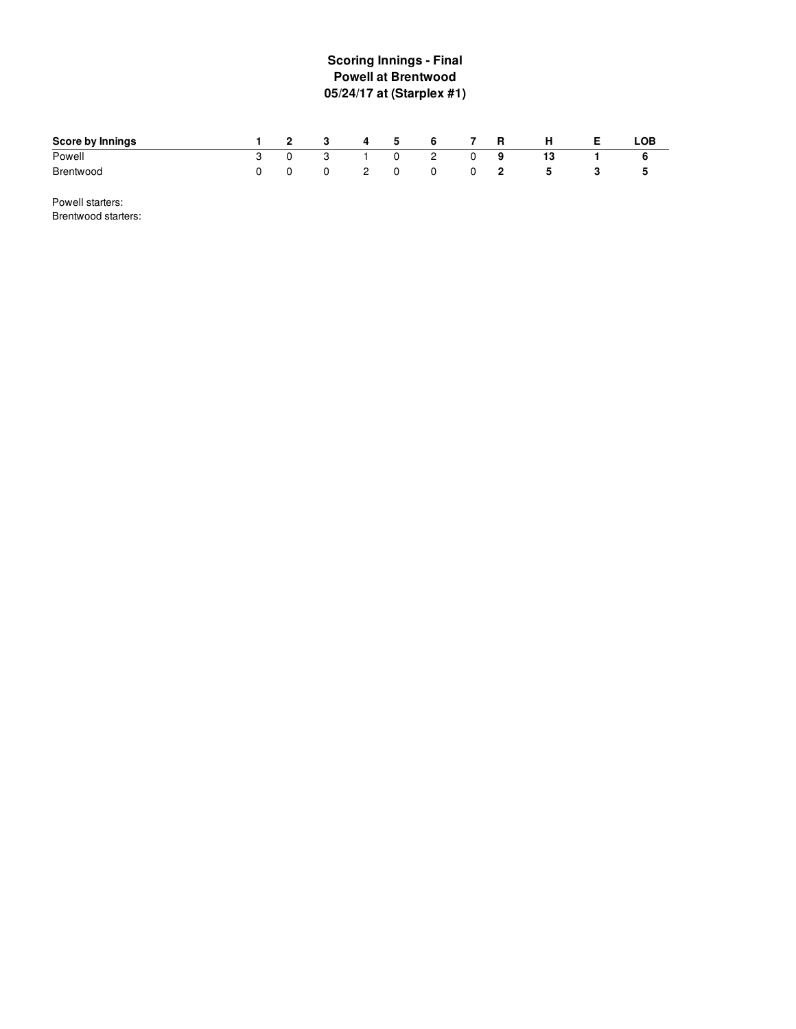# Scoring Innings - Final
## Powell at Brentwood
## 05/24/17 at (Starplex #1)

| Score by Innings | 1 | 2 | 3 | 4 | 5 | 6 | 7 | R | H | E | LOB |
|---|---|---|---|---|---|---|---|---|---|---|---|
| Powell | 3 | 0 | 3 | 1 | 0 | 2 | 0 | **9** | **13** | **1** | **6** |
| Brentwood | 0 | 0 | 0 | 2 | 0 | 0 | 0 | **2** | **5** | **3** | **5** |

Powell starters:
Brentwood starters: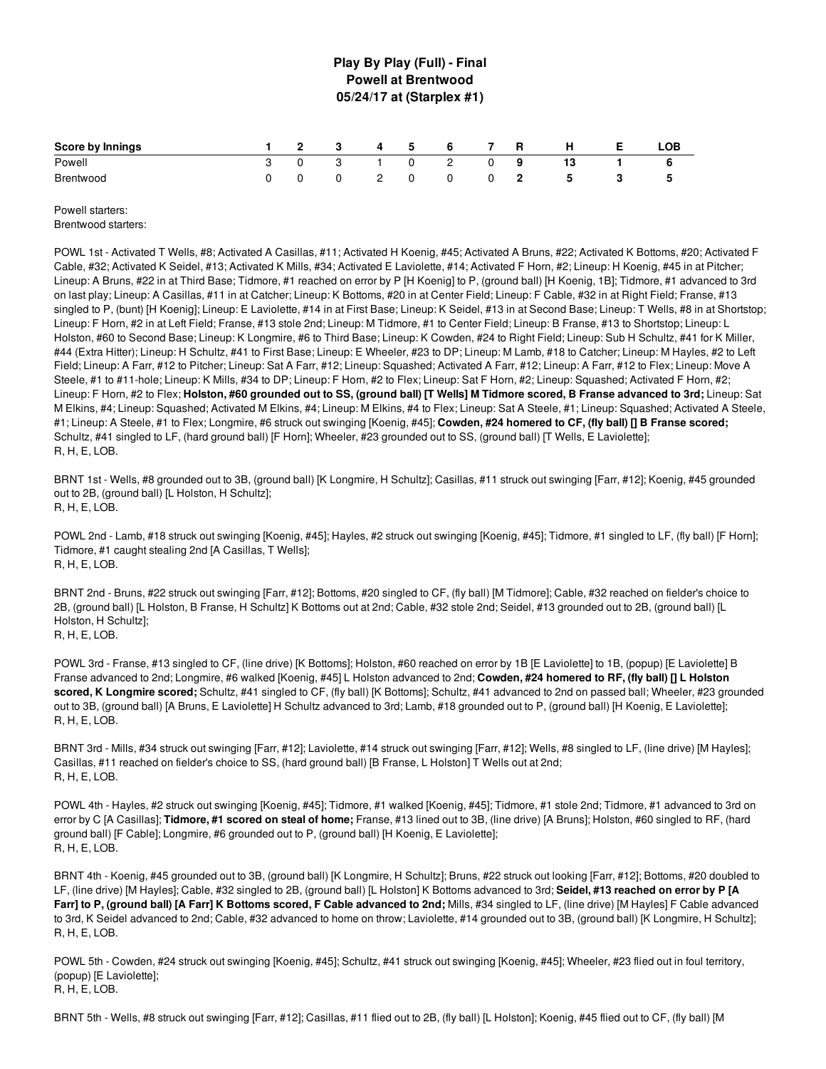# Play By Play (Full) - Final
## Powell at Brentwood
### 05/24/17 at (Starplex #1)

| Score by Innings | 1 | 2 | 3 | 4 | 5 | 6 | 7 | R | H | E | LOB |
|---|---|---|---|---|---|---|---|---|---|---|---|
| Powell | 3 | 0 | 3 | 1 | 0 | 2 | 0 | **9** | **13** | **1** | **6** |
| Brentwood | 0 | 0 | 0 | 2 | 0 | 0 | 0 | **2** | **5** | **3** | **5** |

Powell starters:
Brentwood starters:

POWL 1st - Activated T Wells, #8; Activated A Casillas, #11; Activated H Koenig, #45; Activated A Bruns, #22; Activated K Bottoms, #20; Activated F Cable, #32; Activated K Seidel, #13; Activated K Mills, #34; Activated E Laviolette, #14; Activated F Horn, #2; Lineup: H Koenig, #45 in at Pitcher; Lineup: A Bruns, #22 in at Third Base; Tidmore, #1 reached on error by P [H Koenig] to P, (ground ball) [H Koenig, 1B]; Tidmore, #1 advanced to 3rd on last play; Lineup: A Casillas, #11 in at Catcher; Lineup: K Bottoms, #20 in at Center Field; Lineup: F Cable, #32 in at Right Field; Franse, #13 singled to P, (bunt) [H Koenig]; Lineup: E Laviolette, #14 in at First Base; Lineup: K Seidel, #13 in at Second Base; Lineup: T Wells, #8 in at Shortstop; Lineup: F Horn, #2 in at Left Field; Franse, #13 stole 2nd; Lineup: M Tidmore, #1 to Center Field; Lineup: B Franse, #13 to Shortstop; Lineup: L Holston, #60 to Second Base; Lineup: K Longmire, #6 to Third Base; Lineup: K Cowden, #24 to Right Field; Lineup: Sub H Schultz, #41 for K Miller, #44 (Extra Hitter); Lineup: H Schultz, #41 to First Base; Lineup: E Wheeler, #23 to DP; Lineup: M Lamb, #18 to Catcher; Lineup: M Hayles, #2 to Left Field; Lineup: A Farr, #12 to Pitcher; Lineup: Sat A Farr, #12; Lineup: Squashed; Activated A Farr, #12; Lineup: A Farr, #12 to Flex; Lineup: Move A Steele, #1 to #11-hole; Lineup: K Mills, #34 to DP; Lineup: F Horn, #2 to Flex; Lineup: Sat F Horn, #2; Lineup: Squashed; Activated F Horn, #2; Lineup: F Horn, #2 to Flex; **Holston, #60 grounded out to SS, (ground ball) [T Wells] M Tidmore scored, B Franse advanced to 3rd;** Lineup: Sat M Elkins, #4; Lineup: Squashed; Activated M Elkins, #4; Lineup: M Elkins, #4 to Flex; Lineup: Sat A Steele, #1; Lineup: Squashed; Activated A Steele, #1; Lineup: A Steele, #1 to Flex; Longmire, #6 struck out swinging [Koenig, #45]; **Cowden, #24 homered to CF, (fly ball) [] B Franse scored;** Schultz, #41 singled to LF, (hard ground ball) [F Horn]; Wheeler, #23 grounded out to SS, (ground ball) [T Wells, E Laviolette];
R, H, E, LOB.

BRNT 1st - Wells, #8 grounded out to 3B, (ground ball) [K Longmire, H Schultz]; Casillas, #11 struck out swinging [Farr, #12]; Koenig, #45 grounded out to 2B, (ground ball) [L Holston, H Schultz];
R, H, E, LOB.

POWL 2nd - Lamb, #18 struck out swinging [Koenig, #45]; Hayles, #2 struck out swinging [Koenig, #45]; Tidmore, #1 singled to LF, (fly ball) [F Horn]; Tidmore, #1 caught stealing 2nd [A Casillas, T Wells];
R, H, E, LOB.

BRNT 2nd - Bruns, #22 struck out swinging [Farr, #12]; Bottoms, #20 singled to CF, (fly ball) [M Tidmore]; Cable, #32 reached on fielder's choice to 2B, (ground ball) [L Holston, B Franse, H Schultz] K Bottoms out at 2nd; Cable, #32 stole 2nd; Seidel, #13 grounded out to 2B, (ground ball) [L Holston, H Schultz];
R, H, E, LOB.

POWL 3rd - Franse, #13 singled to CF, (line drive) [K Bottoms]; Holston, #60 reached on error by 1B [E Laviolette] to 1B, (popup) [E Laviolette] B Franse advanced to 2nd; Longmire, #6 walked [Koenig, #45] L Holston advanced to 2nd; **Cowden, #24 homered to RF, (fly ball) [] L Holston scored, K Longmire scored;** Schultz, #41 singled to CF, (fly ball) [K Bottoms]; Schultz, #41 advanced to 2nd on passed ball; Wheeler, #23 grounded out to 3B, (ground ball) [A Bruns, E Laviolette] H Schultz advanced to 3rd; Lamb, #18 grounded out to P, (ground ball) [H Koenig, E Laviolette];
R, H, E, LOB.

BRNT 3rd - Mills, #34 struck out swinging [Farr, #12]; Laviolette, #14 struck out swinging [Farr, #12]; Wells, #8 singled to LF, (line drive) [M Hayles]; Casillas, #11 reached on fielder's choice to SS, (hard ground ball) [B Franse, L Holston] T Wells out at 2nd;
R, H, E, LOB.

POWL 4th - Hayles, #2 struck out swinging [Koenig, #45]; Tidmore, #1 walked [Koenig, #45]; Tidmore, #1 stole 2nd; Tidmore, #1 advanced to 3rd on error by C [A Casillas]; **Tidmore, #1 scored on steal of home;** Franse, #13 lined out to 3B, (line drive) [A Bruns]; Holston, #60 singled to RF, (hard ground ball) [F Cable]; Longmire, #6 grounded out to P, (ground ball) [H Koenig, E Laviolette];
R, H, E, LOB.

BRNT 4th - Koenig, #45 grounded out to 3B, (ground ball) [K Longmire, H Schultz]; Bruns, #22 struck out looking [Farr, #12]; Bottoms, #20 doubled to LF, (line drive) [M Hayles]; Cable, #32 singled to 2B, (ground ball) [L Holston] K Bottoms advanced to 3rd; **Seidel, #13 reached on error by P [A Farr] to P, (ground ball) [A Farr] K Bottoms scored, F Cable advanced to 2nd;** Mills, #34 singled to LF, (line drive) [M Hayles] F Cable advanced to 3rd, K Seidel advanced to 2nd; Cable, #32 advanced to home on throw; Laviolette, #14 grounded out to 3B, (ground ball) [K Longmire, H Schultz];
R, H, E, LOB.

POWL 5th - Cowden, #24 struck out swinging [Koenig, #45]; Schultz, #41 struck out swinging [Koenig, #45]; Wheeler, #23 flied out in foul territory, (popup) [E Laviolette];
R, H, E, LOB.

BRNT 5th - Wells, #8 struck out swinging [Farr, #12]; Casillas, #11 flied out to 2B, (fly ball) [L Holston]; Koenig, #45 flied out to CF, (fly ball) [M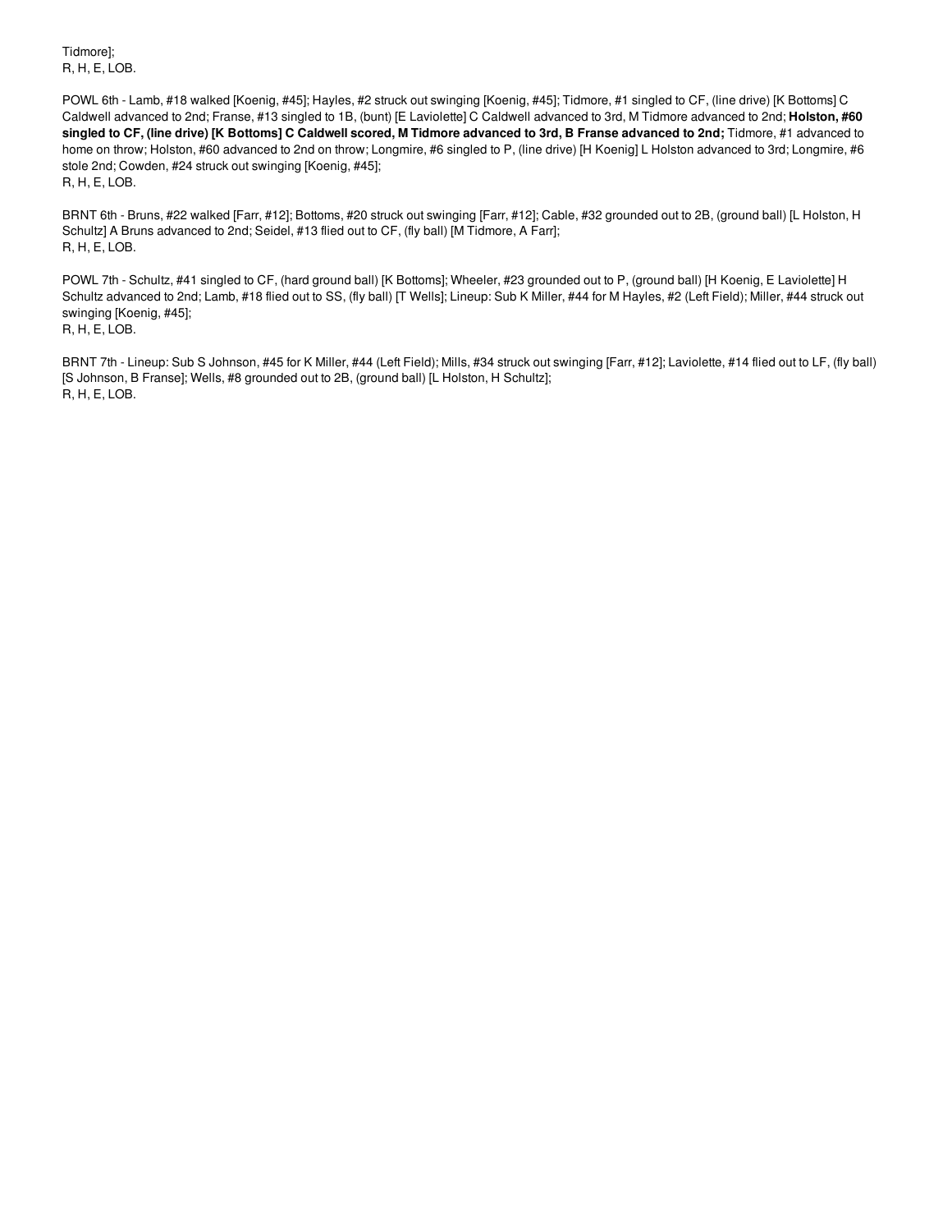Tidmore];
R, H, E, LOB.

POWL 6th - Lamb, #18 walked [Koenig, #45]; Hayles, #2 struck out swinging [Koenig, #45]; Tidmore, #1 singled to CF, (line drive) [K Bottoms] C Caldwell advanced to 2nd; Franse, #13 singled to 1B, (bunt) [E Laviolette] C Caldwell advanced to 3rd, M Tidmore advanced to 2nd; **Holston, #60 singled to CF, (line drive) [K Bottoms] C Caldwell scored, M Tidmore advanced to 3rd, B Franse advanced to 2nd;** Tidmore, #1 advanced to home on throw; Holston, #60 advanced to 2nd on throw; Longmire, #6 singled to P, (line drive) [H Koenig] L Holston advanced to 3rd; Longmire, #6 stole 2nd; Cowden, #24 struck out swinging [Koenig, #45];
R, H, E, LOB.

BRNT 6th - Bruns, #22 walked [Farr, #12]; Bottoms, #20 struck out swinging [Farr, #12]; Cable, #32 grounded out to 2B, (ground ball) [L Holston, H Schultz] A Bruns advanced to 2nd; Seidel, #13 flied out to CF, (fly ball) [M Tidmore, A Farr];
R, H, E, LOB.

POWL 7th - Schultz, #41 singled to CF, (hard ground ball) [K Bottoms]; Wheeler, #23 grounded out to P, (ground ball) [H Koenig, E Laviolette] H Schultz advanced to 2nd; Lamb, #18 flied out to SS, (fly ball) [T Wells]; Lineup: Sub K Miller, #44 for M Hayles, #2 (Left Field); Miller, #44 struck out swinging [Koenig, #45];
R, H, E, LOB.

BRNT 7th - Lineup: Sub S Johnson, #45 for K Miller, #44 (Left Field); Mills, #34 struck out swinging [Farr, #12]; Laviolette, #14 flied out to LF, (fly ball) [S Johnson, B Franse]; Wells, #8 grounded out to 2B, (ground ball) [L Holston, H Schultz];
R, H, E, LOB.